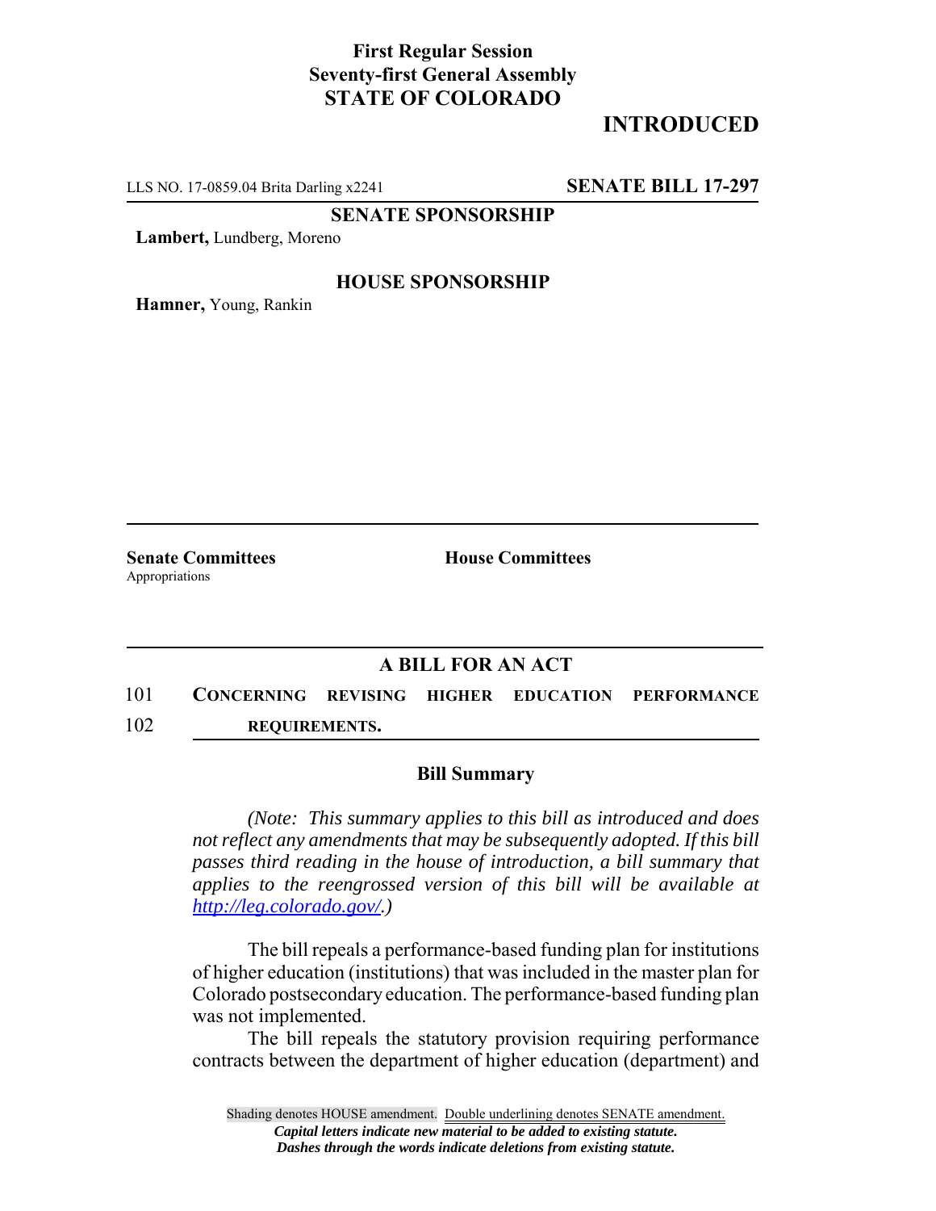**First Regular Session**
**Seventy-first General Assembly**
**STATE OF COLORADO**

# INTRODUCED

LLS NO. 17-0859.04 Brita Darling x2241 **SENATE BILL 17-297**

**SENATE SPONSORSHIP**

**Lambert,** Lundberg, Moreno

**HOUSE SPONSORSHIP**

**Hamner,** Young, Rankin

**Senate Committees**
Appropriations

**House Committees**

## A BILL FOR AN ACT

101 **CONCERNING REVISING HIGHER EDUCATION PERFORMANCE**
102 **REQUIREMENTS.**

### Bill Summary

*(Note: This summary applies to this bill as introduced and does not reflect any amendments that may be subsequently adopted. If this bill passes third reading in the house of introduction, a bill summary that applies to the reengrossed version of this bill will be available at [http://leg.colorado.gov/](http://leg.colorado.gov/).)*

The bill repeals a performance-based funding plan for institutions of higher education (institutions) that was included in the master plan for Colorado postsecondary education. The performance-based funding plan was not implemented.

The bill repeals the statutory provision requiring performance contracts between the department of higher education (department) and

Shading denotes HOUSE amendment. Double underlining denotes SENATE amendment.
*Capital letters indicate new material to be added to existing statute.*
*Dashes through the words indicate deletions from existing statute.*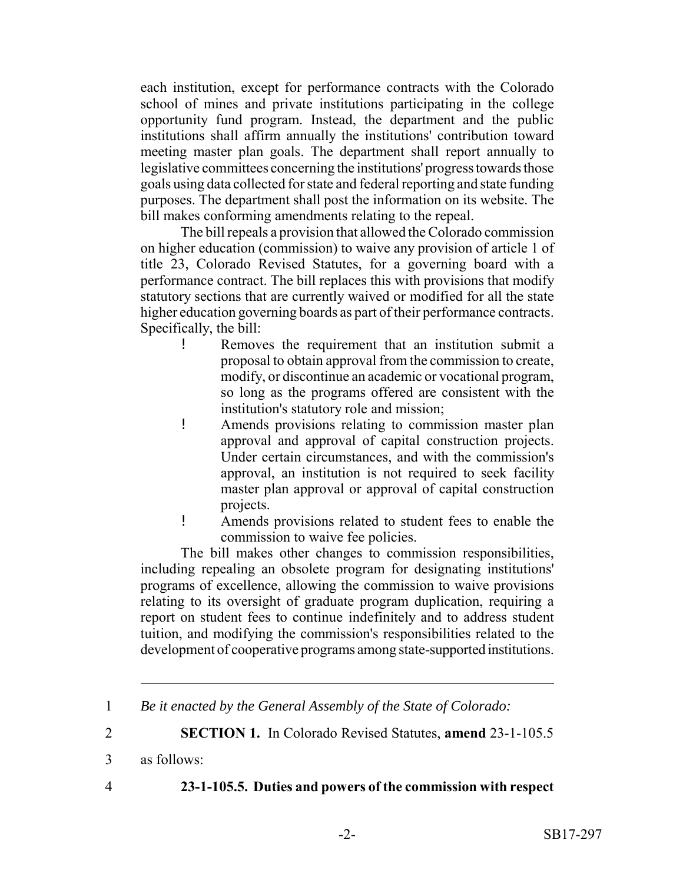each institution, except for performance contracts with the Colorado school of mines and private institutions participating in the college opportunity fund program. Instead, the department and the public institutions shall affirm annually the institutions' contribution toward meeting master plan goals. The department shall report annually to legislative committees concerning the institutions' progress towards those goals using data collected for state and federal reporting and state funding purposes. The department shall post the information on its website. The bill makes conforming amendments relating to the repeal.

The bill repeals a provision that allowed the Colorado commission on higher education (commission) to waive any provision of article 1 of title 23, Colorado Revised Statutes, for a governing board with a performance contract. The bill replaces this with provisions that modify statutory sections that are currently waived or modified for all the state higher education governing boards as part of their performance contracts. Specifically, the bill:

- Removes the requirement that an institution submit a proposal to obtain approval from the commission to create, modify, or discontinue an academic or vocational program, so long as the programs offered are consistent with the institution's statutory role and mission;
- Amends provisions relating to commission master plan approval and approval of capital construction projects. Under certain circumstances, and with the commission's approval, an institution is not required to seek facility master plan approval or approval of capital construction projects.
- Amends provisions related to student fees to enable the commission to waive fee policies.

The bill makes other changes to commission responsibilities, including repealing an obsolete program for designating institutions' programs of excellence, allowing the commission to waive provisions relating to its oversight of graduate program duplication, requiring a report on student fees to continue indefinitely and to address student tuition, and modifying the commission's responsibilities related to the development of cooperative programs among state-supported institutions.

---

1 *Be it enacted by the General Assembly of the State of Colorado:*

2 **SECTION 1.** In Colorado Revised Statutes, **amend** 23-1-105.5

3 as follows:

4 **23-1-105.5. Duties and powers of the commission with respect**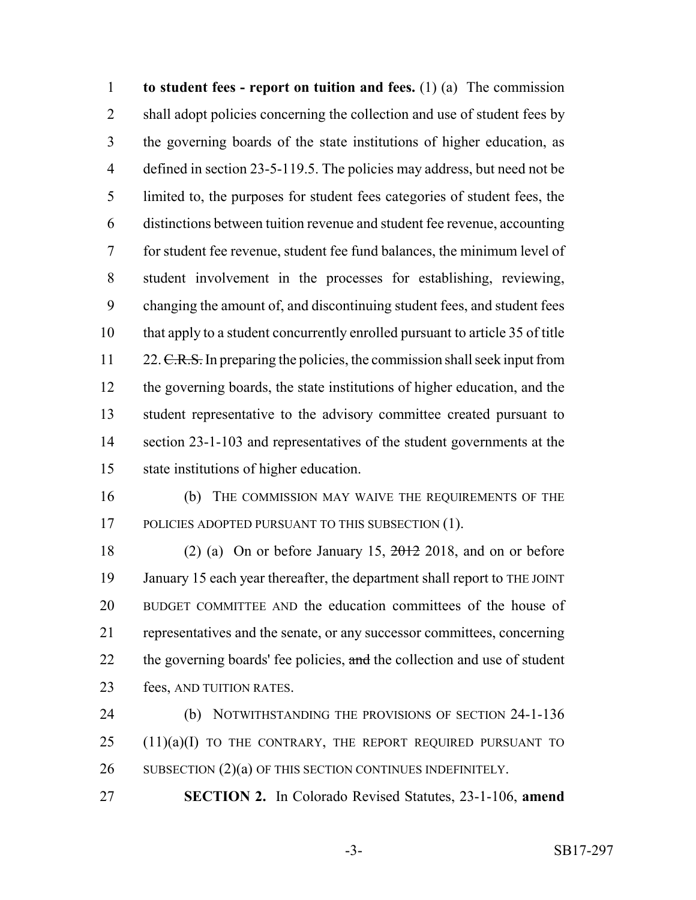**to student fees - report on tuition and fees.** (1) (a) The commission shall adopt policies concerning the collection and use of student fees by the governing boards of the state institutions of higher education, as defined in section 23-5-119.5. The policies may address, but need not be limited to, the purposes for student fees categories of student fees, the distinctions between tuition revenue and student fee revenue, accounting for student fee revenue, student fee fund balances, the minimum level of student involvement in the processes for establishing, reviewing, changing the amount of, and discontinuing student fees, and student fees that apply to a student concurrently enrolled pursuant to article 35 of title 22. ~~C.R.S.~~ In preparing the policies, the commission shall seek input from the governing boards, the state institutions of higher education, and the student representative to the advisory committee created pursuant to section 23-1-103 and representatives of the student governments at the state institutions of higher education.

(b) THE COMMISSION MAY WAIVE THE REQUIREMENTS OF THE POLICIES ADOPTED PURSUANT TO THIS SUBSECTION (1).

(2) (a) On or before January 15, ~~2012~~ 2018, and on or before January 15 each year thereafter, the department shall report to THE JOINT BUDGET COMMITTEE AND the education committees of the house of representatives and the senate, or any successor committees, concerning the governing boards' fee policies, ~~and~~ the collection and use of student fees, AND TUITION RATES.

(b) NOTWITHSTANDING THE PROVISIONS OF SECTION 24-1-136 (11)(a)(I) TO THE CONTRARY, THE REPORT REQUIRED PURSUANT TO SUBSECTION (2)(a) OF THIS SECTION CONTINUES INDEFINITELY.

**SECTION 2.** In Colorado Revised Statutes, 23-1-106, **amend**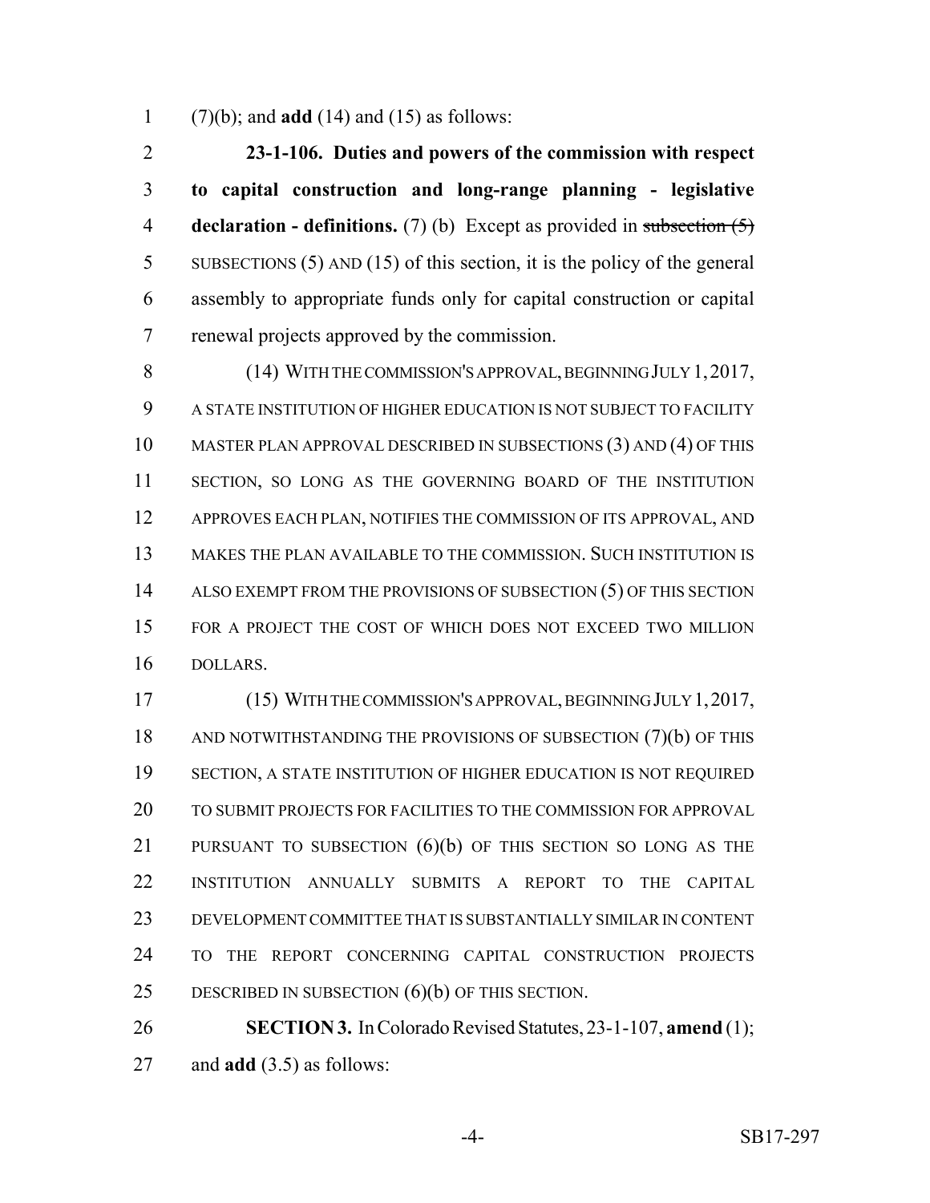(7)(b); and **add** (14) and (15) as follows:

**23-1-106. Duties and powers of the commission with respect to capital construction and long-range planning - legislative declaration - definitions.** (7) (b) Except as provided in ~~subsection (5)~~ SUBSECTIONS (5) AND (15) of this section, it is the policy of the general assembly to appropriate funds only for capital construction or capital renewal projects approved by the commission.

(14) WITH THE COMMISSION'S APPROVAL, BEGINNING JULY 1, 2017, A STATE INSTITUTION OF HIGHER EDUCATION IS NOT SUBJECT TO FACILITY MASTER PLAN APPROVAL DESCRIBED IN SUBSECTIONS (3) AND (4) OF THIS SECTION, SO LONG AS THE GOVERNING BOARD OF THE INSTITUTION APPROVES EACH PLAN, NOTIFIES THE COMMISSION OF ITS APPROVAL, AND MAKES THE PLAN AVAILABLE TO THE COMMISSION. SUCH INSTITUTION IS ALSO EXEMPT FROM THE PROVISIONS OF SUBSECTION (5) OF THIS SECTION FOR A PROJECT THE COST OF WHICH DOES NOT EXCEED TWO MILLION DOLLARS.

(15) WITH THE COMMISSION'S APPROVAL, BEGINNING JULY 1, 2017, AND NOTWITHSTANDING THE PROVISIONS OF SUBSECTION (7)(b) OF THIS SECTION, A STATE INSTITUTION OF HIGHER EDUCATION IS NOT REQUIRED TO SUBMIT PROJECTS FOR FACILITIES TO THE COMMISSION FOR APPROVAL PURSUANT TO SUBSECTION (6)(b) OF THIS SECTION SO LONG AS THE INSTITUTION ANNUALLY SUBMITS A REPORT TO THE CAPITAL DEVELOPMENT COMMITTEE THAT IS SUBSTANTIALLY SIMILAR IN CONTENT TO THE REPORT CONCERNING CAPITAL CONSTRUCTION PROJECTS DESCRIBED IN SUBSECTION (6)(b) OF THIS SECTION.

**SECTION 3.** In Colorado Revised Statutes, 23-1-107, **amend** (1); and **add** (3.5) as follows: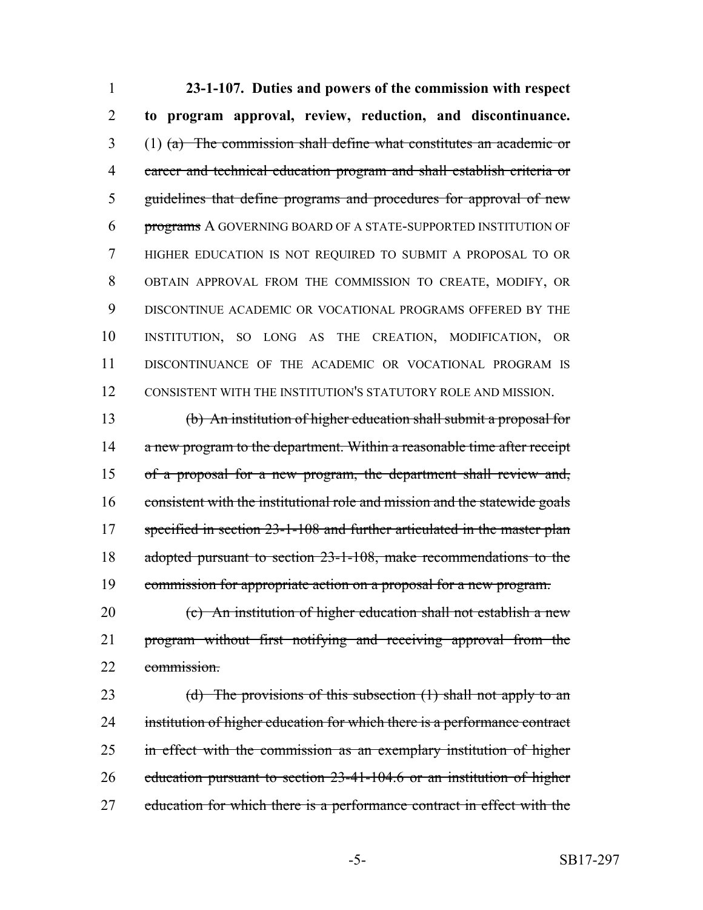**23-1-107. Duties and powers of the commission with respect to program approval, review, reduction, and discontinuance.** (1) ~~(a) The commission shall define what constitutes an academic or career and technical education program and shall establish criteria or guidelines that define programs and procedures for approval of new programs~~ A GOVERNING BOARD OF A STATE-SUPPORTED INSTITUTION OF HIGHER EDUCATION IS NOT REQUIRED TO SUBMIT A PROPOSAL TO OR OBTAIN APPROVAL FROM THE COMMISSION TO CREATE, MODIFY, OR DISCONTINUE ACADEMIC OR VOCATIONAL PROGRAMS OFFERED BY THE INSTITUTION, SO LONG AS THE CREATION, MODIFICATION, OR DISCONTINUANCE OF THE ACADEMIC OR VOCATIONAL PROGRAM IS CONSISTENT WITH THE INSTITUTION'S STATUTORY ROLE AND MISSION.

~~(b) An institution of higher education shall submit a proposal for a new program to the department. Within a reasonable time after receipt of a proposal for a new program, the department shall review and, consistent with the institutional role and mission and the statewide goals specified in section 23-1-108 and further articulated in the master plan adopted pursuant to section 23-1-108, make recommendations to the commission for appropriate action on a proposal for a new program.~~

~~(c) An institution of higher education shall not establish a new program without first notifying and receiving approval from the commission.~~

~~(d) The provisions of this subsection (1) shall not apply to an institution of higher education for which there is a performance contract in effect with the commission as an exemplary institution of higher education pursuant to section 23-41-104.6 or an institution of higher education for which there is a performance contract in effect with the~~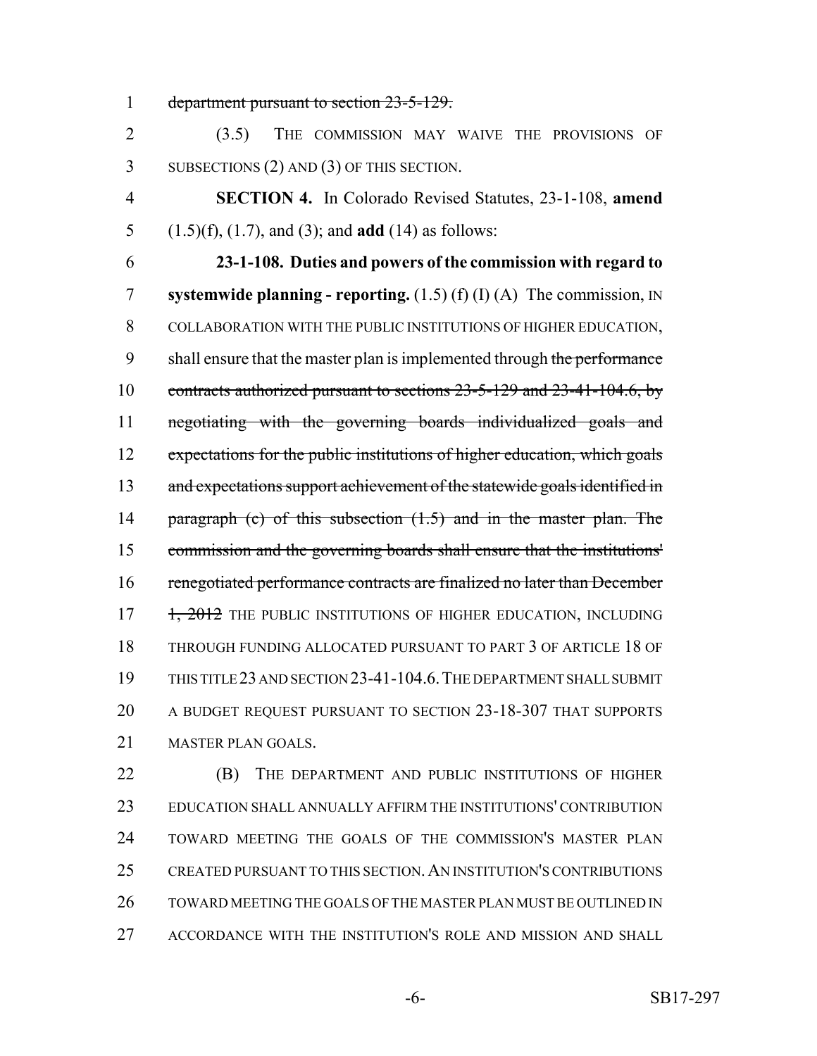~~department pursuant to section 23-5-129.~~

(3.5) THE COMMISSION MAY WAIVE THE PROVISIONS OF SUBSECTIONS (2) AND (3) OF THIS SECTION.

**SECTION 4.** In Colorado Revised Statutes, 23-1-108, **amend** (1.5)(f), (1.7), and (3); and **add** (14) as follows:

**23-1-108. Duties and powers of the commission with regard to systemwide planning - reporting.** (1.5) (f) (I) (A) The commission, IN COLLABORATION WITH THE PUBLIC INSTITUTIONS OF HIGHER EDUCATION, shall ensure that the master plan is implemented through ~~the performance contracts authorized pursuant to sections 23-5-129 and 23-41-104.6, by negotiating with the governing boards individualized goals and expectations for the public institutions of higher education, which goals and expectations support achievement of the statewide goals identified in paragraph (c) of this subsection (1.5) and in the master plan. The commission and the governing boards shall ensure that the institutions' renegotiated performance contracts are finalized no later than December 1, 2012~~ THE PUBLIC INSTITUTIONS OF HIGHER EDUCATION, INCLUDING THROUGH FUNDING ALLOCATED PURSUANT TO PART 3 OF ARTICLE 18 OF THIS TITLE 23 AND SECTION 23-41-104.6. THE DEPARTMENT SHALL SUBMIT A BUDGET REQUEST PURSUANT TO SECTION 23-18-307 THAT SUPPORTS MASTER PLAN GOALS.

(B) THE DEPARTMENT AND PUBLIC INSTITUTIONS OF HIGHER EDUCATION SHALL ANNUALLY AFFIRM THE INSTITUTIONS' CONTRIBUTION TOWARD MEETING THE GOALS OF THE COMMISSION'S MASTER PLAN CREATED PURSUANT TO THIS SECTION. AN INSTITUTION'S CONTRIBUTIONS TOWARD MEETING THE GOALS OF THE MASTER PLAN MUST BE OUTLINED IN ACCORDANCE WITH THE INSTITUTION'S ROLE AND MISSION AND SHALL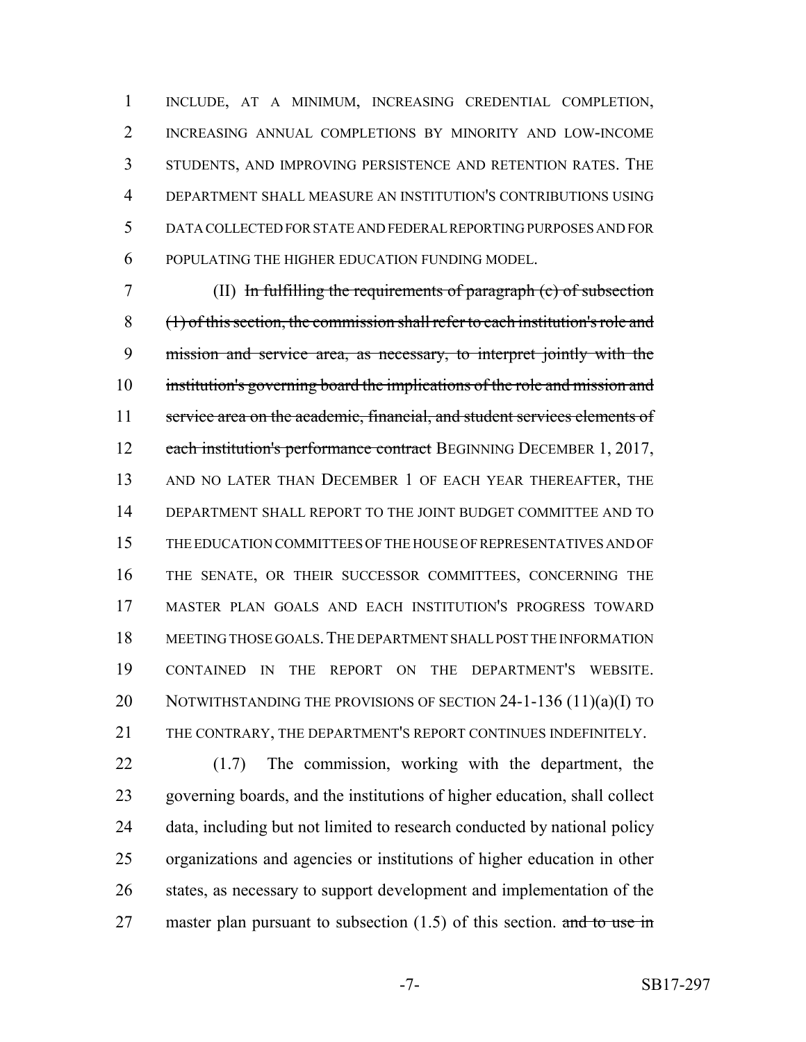INCLUDE, AT A MINIMUM, INCREASING CREDENTIAL COMPLETION, INCREASING ANNUAL COMPLETIONS BY MINORITY AND LOW-INCOME STUDENTS, AND IMPROVING PERSISTENCE AND RETENTION RATES. THE DEPARTMENT SHALL MEASURE AN INSTITUTION'S CONTRIBUTIONS USING DATA COLLECTED FOR STATE AND FEDERAL REPORTING PURPOSES AND FOR POPULATING THE HIGHER EDUCATION FUNDING MODEL.

(II) ~~In fulfilling the requirements of paragraph (c) of subsection (1) of this section, the commission shall refer to each institution's role and mission and service area, as necessary, to interpret jointly with the institution's governing board the implications of the role and mission and service area on the academic, financial, and student services elements of each institution's performance contract~~ BEGINNING DECEMBER 1, 2017, AND NO LATER THAN DECEMBER 1 OF EACH YEAR THEREAFTER, THE DEPARTMENT SHALL REPORT TO THE JOINT BUDGET COMMITTEE AND TO THE EDUCATION COMMITTEES OF THE HOUSE OF REPRESENTATIVES AND OF THE SENATE, OR THEIR SUCCESSOR COMMITTEES, CONCERNING THE MASTER PLAN GOALS AND EACH INSTITUTION'S PROGRESS TOWARD MEETING THOSE GOALS. THE DEPARTMENT SHALL POST THE INFORMATION CONTAINED IN THE REPORT ON THE DEPARTMENT'S WEBSITE. NOTWITHSTANDING THE PROVISIONS OF SECTION 24-1-136 (11)(a)(I) TO THE CONTRARY, THE DEPARTMENT'S REPORT CONTINUES INDEFINITELY.

(1.7) The commission, working with the department, the governing boards, and the institutions of higher education, shall collect data, including but not limited to research conducted by national policy organizations and agencies or institutions of higher education in other states, as necessary to support development and implementation of the master plan pursuant to subsection (1.5) of this section. ~~and to use in~~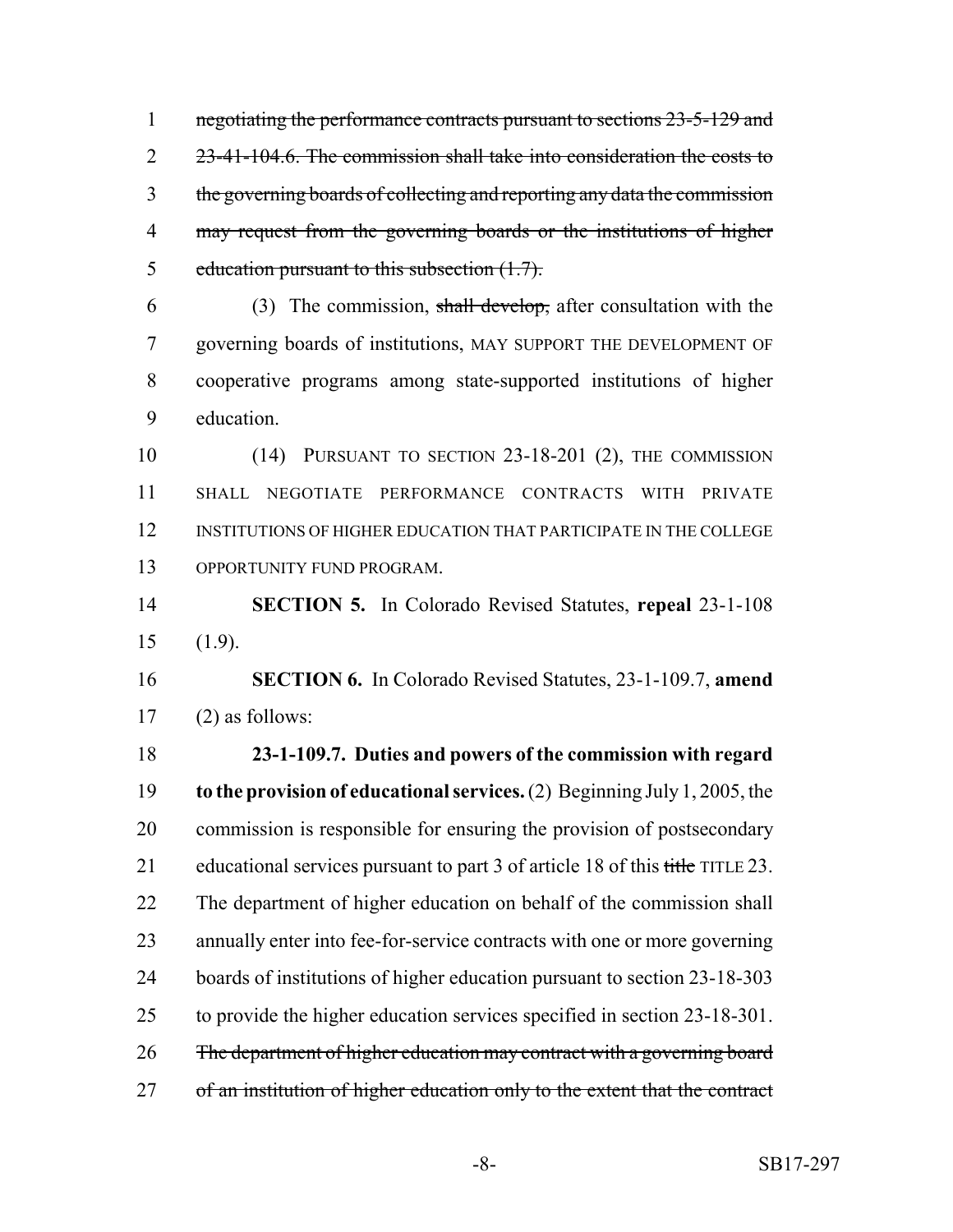~~negotiating the performance contracts pursuant to sections 23-5-129 and 23-41-104.6. The commission shall take into consideration the costs to the governing boards of collecting and reporting any data the commission may request from the governing boards or the institutions of higher education pursuant to this subsection (1.7).~~

(3) The commission, ~~shall develop,~~ after consultation with the governing boards of institutions, MAY SUPPORT THE DEVELOPMENT OF cooperative programs among state-supported institutions of higher education.

(14) PURSUANT TO SECTION 23-18-201 (2), THE COMMISSION SHALL NEGOTIATE PERFORMANCE CONTRACTS WITH PRIVATE INSTITUTIONS OF HIGHER EDUCATION THAT PARTICIPATE IN THE COLLEGE OPPORTUNITY FUND PROGRAM.

**SECTION 5.** In Colorado Revised Statutes, **repeal** 23-1-108 (1.9).

**SECTION 6.** In Colorado Revised Statutes, 23-1-109.7, **amend** (2) as follows:

**23-1-109.7. Duties and powers of the commission with regard to the provision of educational services.** (2) Beginning July 1, 2005, the commission is responsible for ensuring the provision of postsecondary educational services pursuant to part 3 of article 18 of this ~~title~~ TITLE 23. The department of higher education on behalf of the commission shall annually enter into fee-for-service contracts with one or more governing boards of institutions of higher education pursuant to section 23-18-303 to provide the higher education services specified in section 23-18-301. ~~The department of higher education may contract with a governing board of an institution of higher education only to the extent that the contract~~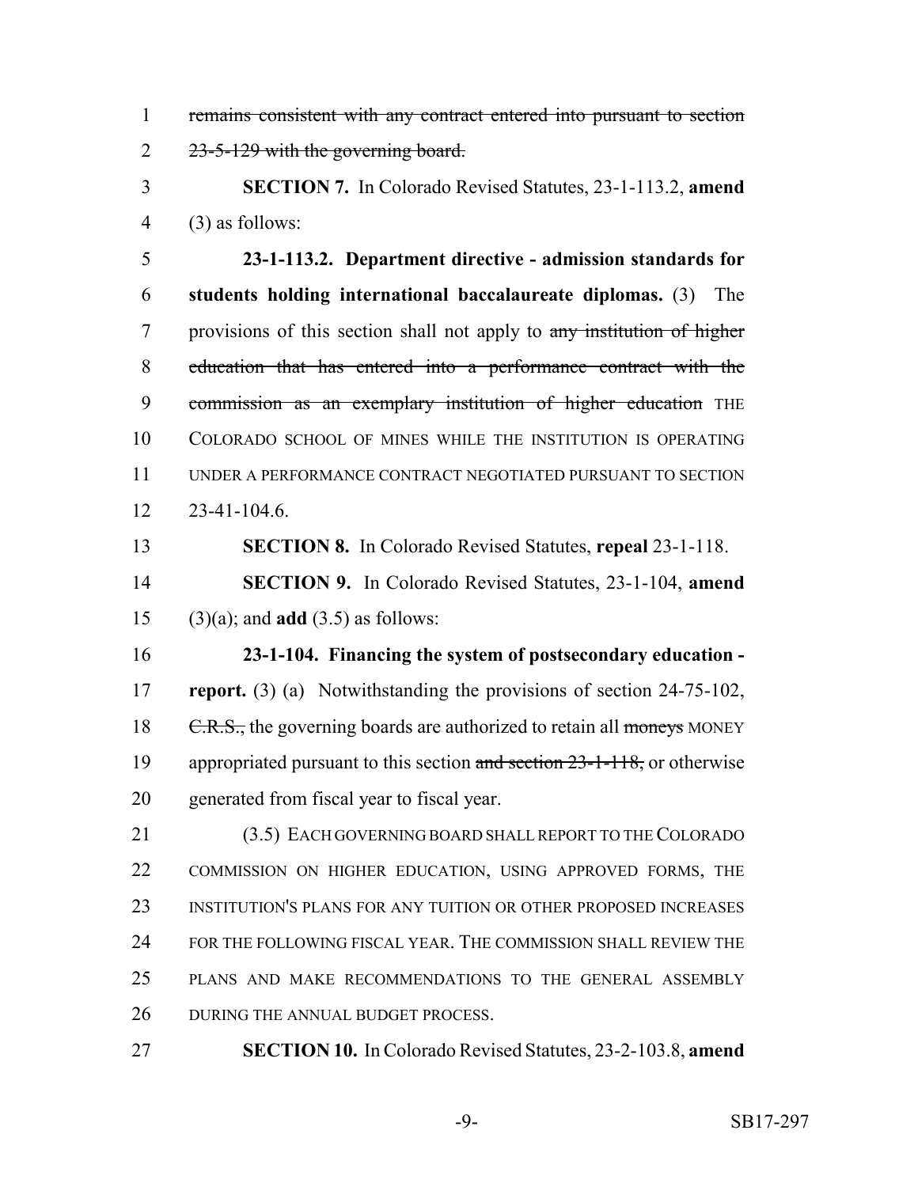~~remains consistent with any contract entered into pursuant to section 23-5-129 with the governing board.~~

**SECTION 7.** In Colorado Revised Statutes, 23-1-113.2, **amend** (3) as follows:

**23-1-113.2. Department directive - admission standards for students holding international baccalaureate diplomas.** (3) The provisions of this section shall not apply to ~~any institution of higher education that has entered into a performance contract with the commission as an exemplary institution of higher education~~ THE COLORADO SCHOOL OF MINES WHILE THE INSTITUTION IS OPERATING UNDER A PERFORMANCE CONTRACT NEGOTIATED PURSUANT TO SECTION 23-41-104.6.

**SECTION 8.** In Colorado Revised Statutes, **repeal** 23-1-118.

**SECTION 9.** In Colorado Revised Statutes, 23-1-104, **amend** (3)(a); and **add** (3.5) as follows:

**23-1-104. Financing the system of postsecondary education - report.** (3) (a) Notwithstanding the provisions of section 24-75-102, ~~C.R.S.,~~ the governing boards are authorized to retain all ~~moneys~~ MONEY appropriated pursuant to this section ~~and section 23-1-118,~~ or otherwise generated from fiscal year to fiscal year.

(3.5) EACH GOVERNING BOARD SHALL REPORT TO THE COLORADO COMMISSION ON HIGHER EDUCATION, USING APPROVED FORMS, THE INSTITUTION'S PLANS FOR ANY TUITION OR OTHER PROPOSED INCREASES FOR THE FOLLOWING FISCAL YEAR. THE COMMISSION SHALL REVIEW THE PLANS AND MAKE RECOMMENDATIONS TO THE GENERAL ASSEMBLY DURING THE ANNUAL BUDGET PROCESS.

**SECTION 10.** In Colorado Revised Statutes, 23-2-103.8, **amend**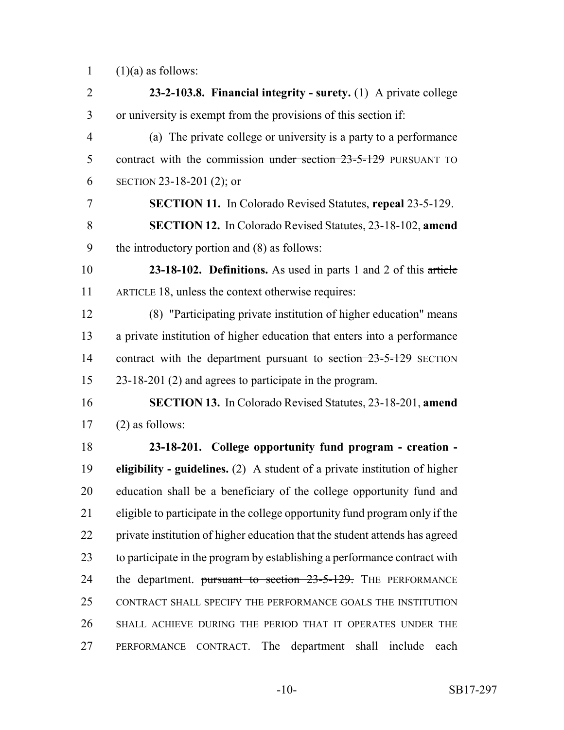(1)(a) as follows:

**23-2-103.8. Financial integrity - surety.** (1) A private college or university is exempt from the provisions of this section if:

(a) The private college or university is a party to a performance contract with the commission ~~under section 23-5-129~~ PURSUANT TO SECTION 23-18-201 (2); or

**SECTION 11.** In Colorado Revised Statutes, **repeal** 23-5-129.

**SECTION 12.** In Colorado Revised Statutes, 23-18-102, **amend** the introductory portion and (8) as follows:

**23-18-102. Definitions.** As used in parts 1 and 2 of this ~~article~~ ARTICLE 18, unless the context otherwise requires:

(8) "Participating private institution of higher education" means a private institution of higher education that enters into a performance contract with the department pursuant to ~~section 23-5-129~~ SECTION 23-18-201 (2) and agrees to participate in the program.

**SECTION 13.** In Colorado Revised Statutes, 23-18-201, **amend** (2) as follows:

**23-18-201. College opportunity fund program - creation - eligibility - guidelines.** (2) A student of a private institution of higher education shall be a beneficiary of the college opportunity fund and eligible to participate in the college opportunity fund program only if the private institution of higher education that the student attends has agreed to participate in the program by establishing a performance contract with the department. ~~pursuant to section 23-5-129.~~ THE PERFORMANCE CONTRACT SHALL SPECIFY THE PERFORMANCE GOALS THE INSTITUTION SHALL ACHIEVE DURING THE PERIOD THAT IT OPERATES UNDER THE PERFORMANCE CONTRACT. The department shall include each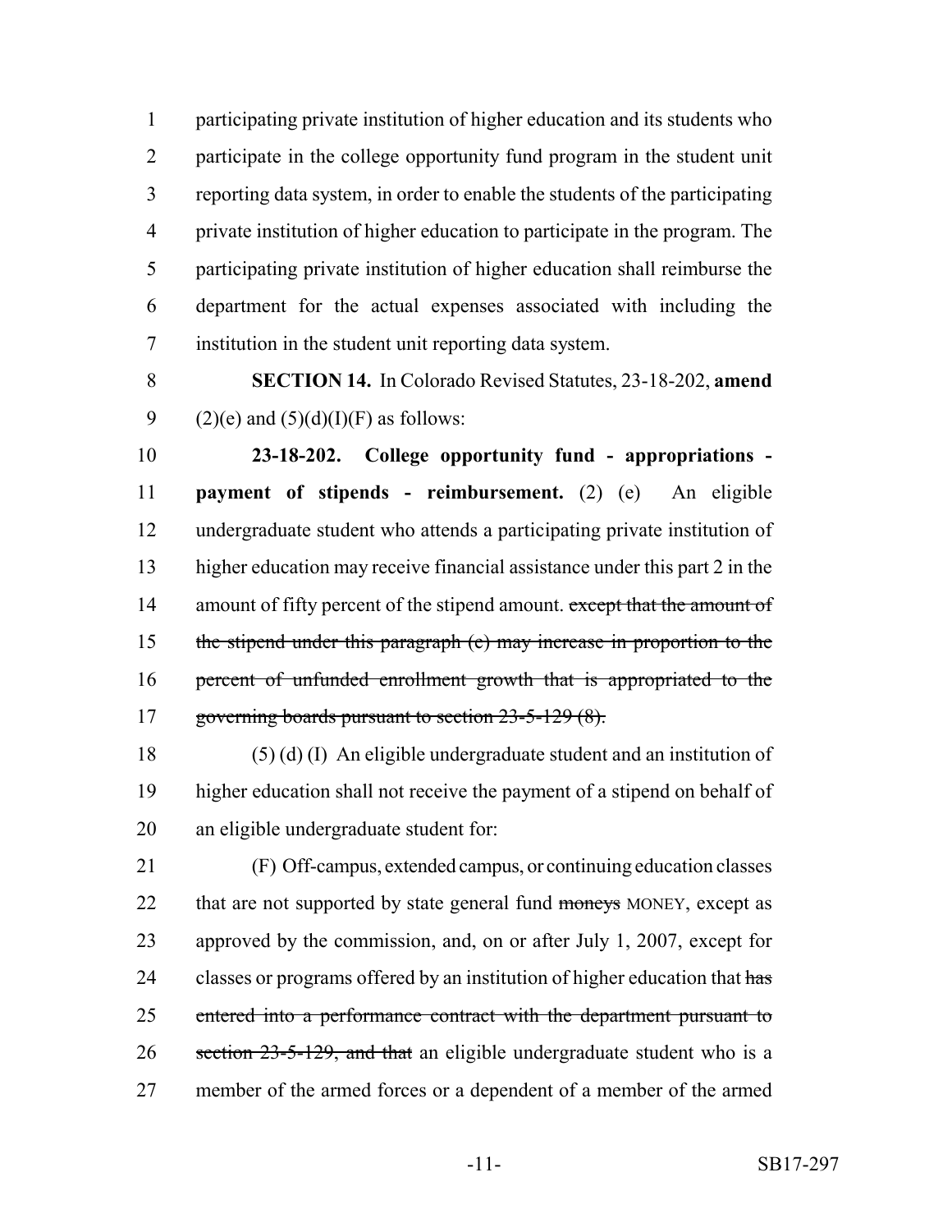participating private institution of higher education and its students who participate in the college opportunity fund program in the student unit reporting data system, in order to enable the students of the participating private institution of higher education to participate in the program. The participating private institution of higher education shall reimburse the department for the actual expenses associated with including the institution in the student unit reporting data system.

**SECTION 14.** In Colorado Revised Statutes, 23-18-202, **amend** (2)(e) and (5)(d)(I)(F) as follows:

**23-18-202. College opportunity fund - appropriations - payment of stipends - reimbursement.** (2) (e) An eligible undergraduate student who attends a participating private institution of higher education may receive financial assistance under this part 2 in the amount of fifty percent of the stipend amount. ~~except that the amount of the stipend under this paragraph (e) may increase in proportion to the percent of unfunded enrollment growth that is appropriated to the governing boards pursuant to section 23-5-129 (8).~~

(5) (d) (I) An eligible undergraduate student and an institution of higher education shall not receive the payment of a stipend on behalf of an eligible undergraduate student for:

(F) Off-campus, extended campus, or continuing education classes that are not supported by state general fund ~~moneys~~ MONEY, except as approved by the commission, and, on or after July 1, 2007, except for classes or programs offered by an institution of higher education that ~~has entered into a performance contract with the department pursuant to section 23-5-129, and that~~ an eligible undergraduate student who is a member of the armed forces or a dependent of a member of the armed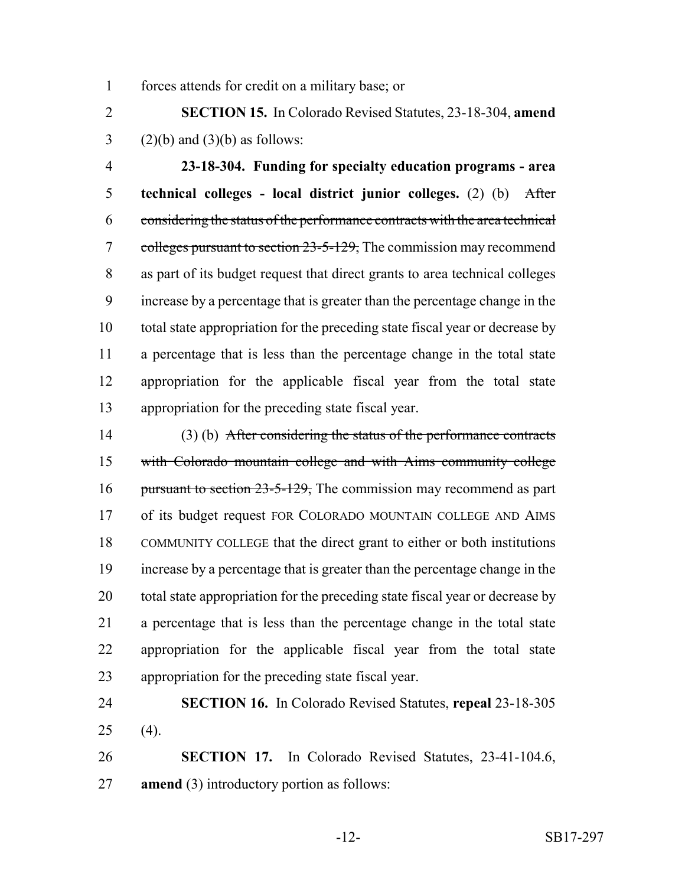forces attends for credit on a military base; or

**SECTION 15.** In Colorado Revised Statutes, 23-18-304, **amend** (2)(b) and (3)(b) as follows:

**23-18-304. Funding for specialty education programs - area technical colleges - local district junior colleges.** (2) (b) ~~After considering the status of the performance contracts with the area technical colleges pursuant to section 23-5-129,~~ The commission may recommend as part of its budget request that direct grants to area technical colleges increase by a percentage that is greater than the percentage change in the total state appropriation for the preceding state fiscal year or decrease by a percentage that is less than the percentage change in the total state appropriation for the applicable fiscal year from the total state appropriation for the preceding state fiscal year.

(3) (b) ~~After considering the status of the performance contracts with Colorado mountain college and with Aims community college pursuant to section 23-5-129,~~ The commission may recommend as part of its budget request FOR COLORADO MOUNTAIN COLLEGE AND AIMS COMMUNITY COLLEGE that the direct grant to either or both institutions increase by a percentage that is greater than the percentage change in the total state appropriation for the preceding state fiscal year or decrease by a percentage that is less than the percentage change in the total state appropriation for the applicable fiscal year from the total state appropriation for the preceding state fiscal year.

**SECTION 16.** In Colorado Revised Statutes, **repeal** 23-18-305 (4).

**SECTION 17.** In Colorado Revised Statutes, 23-41-104.6, **amend** (3) introductory portion as follows: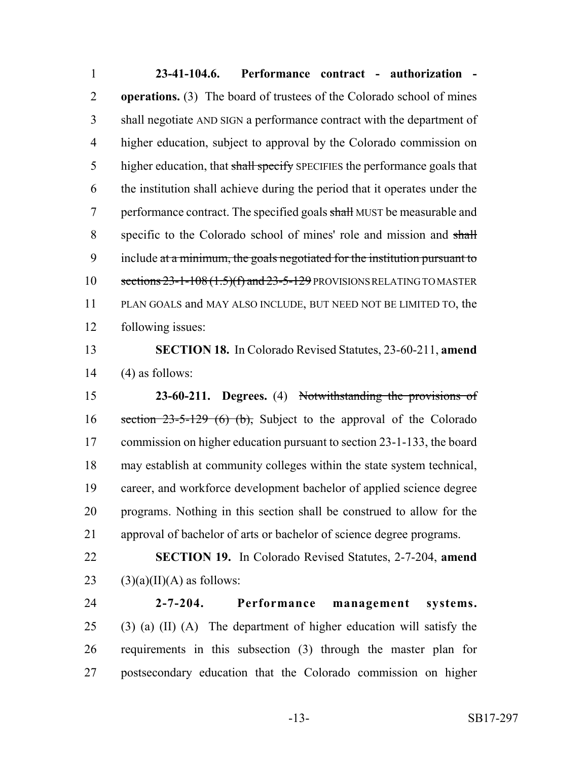**23-41-104.6. Performance contract - authorization - operations.** (3) The board of trustees of the Colorado school of mines shall negotiate AND SIGN a performance contract with the department of higher education, subject to approval by the Colorado commission on higher education, that ~~shall specify~~ SPECIFIES the performance goals that the institution shall achieve during the period that it operates under the performance contract. The specified goals ~~shall~~ MUST be measurable and specific to the Colorado school of mines' role and mission and ~~shall~~ include ~~at a minimum, the goals negotiated for the institution pursuant to sections 23-1-108 (1.5)(f) and 23-5-129~~ PROVISIONS RELATING TO MASTER PLAN GOALS and MAY ALSO INCLUDE, BUT NEED NOT BE LIMITED TO, the following issues:

**SECTION 18.** In Colorado Revised Statutes, 23-60-211, **amend** (4) as follows:

**23-60-211. Degrees.** (4) ~~Notwithstanding the provisions of section 23-5-129 (6) (b),~~ Subject to the approval of the Colorado commission on higher education pursuant to section 23-1-133, the board may establish at community colleges within the state system technical, career, and workforce development bachelor of applied science degree programs. Nothing in this section shall be construed to allow for the approval of bachelor of arts or bachelor of science degree programs.

**SECTION 19.** In Colorado Revised Statutes, 2-7-204, **amend** (3)(a)(II)(A) as follows:

**2-7-204. Performance management systems.** (3) (a) (II) (A) The department of higher education will satisfy the requirements in this subsection (3) through the master plan for postsecondary education that the Colorado commission on higher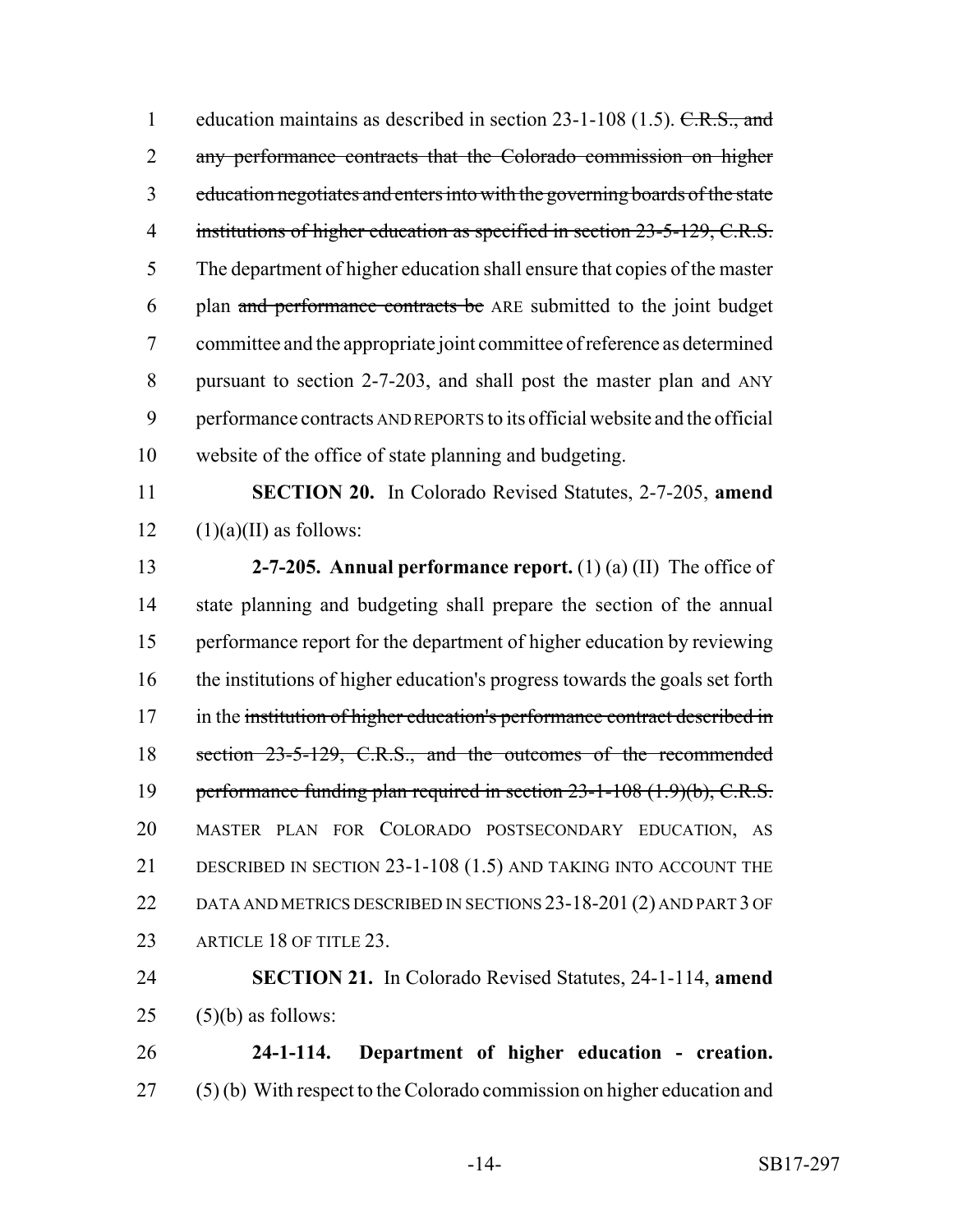education maintains as described in section 23-1-108 (1.5). ~~C.R.S., and any performance contracts that the Colorado commission on higher education negotiates and enters into with the governing boards of the state institutions of higher education as specified in section 23-5-129, C.R.S.~~ The department of higher education shall ensure that copies of the master plan ~~and performance contracts be~~ ARE submitted to the joint budget committee and the appropriate joint committee of reference as determined pursuant to section 2-7-203, and shall post the master plan and ANY performance contracts AND REPORTS to its official website and the official website of the office of state planning and budgeting.

**SECTION 20.** In Colorado Revised Statutes, 2-7-205, **amend** (1)(a)(II) as follows:

**2-7-205. Annual performance report.** (1) (a) (II) The office of state planning and budgeting shall prepare the section of the annual performance report for the department of higher education by reviewing the institutions of higher education's progress towards the goals set forth in the ~~institution of higher education's performance contract described in section 23-5-129, C.R.S., and the outcomes of the recommended performance funding plan required in section 23-1-108 (1.9)(b), C.R.S.~~ MASTER PLAN FOR COLORADO POSTSECONDARY EDUCATION, AS DESCRIBED IN SECTION 23-1-108 (1.5) AND TAKING INTO ACCOUNT THE DATA AND METRICS DESCRIBED IN SECTIONS 23-18-201 (2) AND PART 3 OF ARTICLE 18 OF TITLE 23.

**SECTION 21.** In Colorado Revised Statutes, 24-1-114, **amend** (5)(b) as follows:

**24-1-114. Department of higher education - creation.** (5) (b) With respect to the Colorado commission on higher education and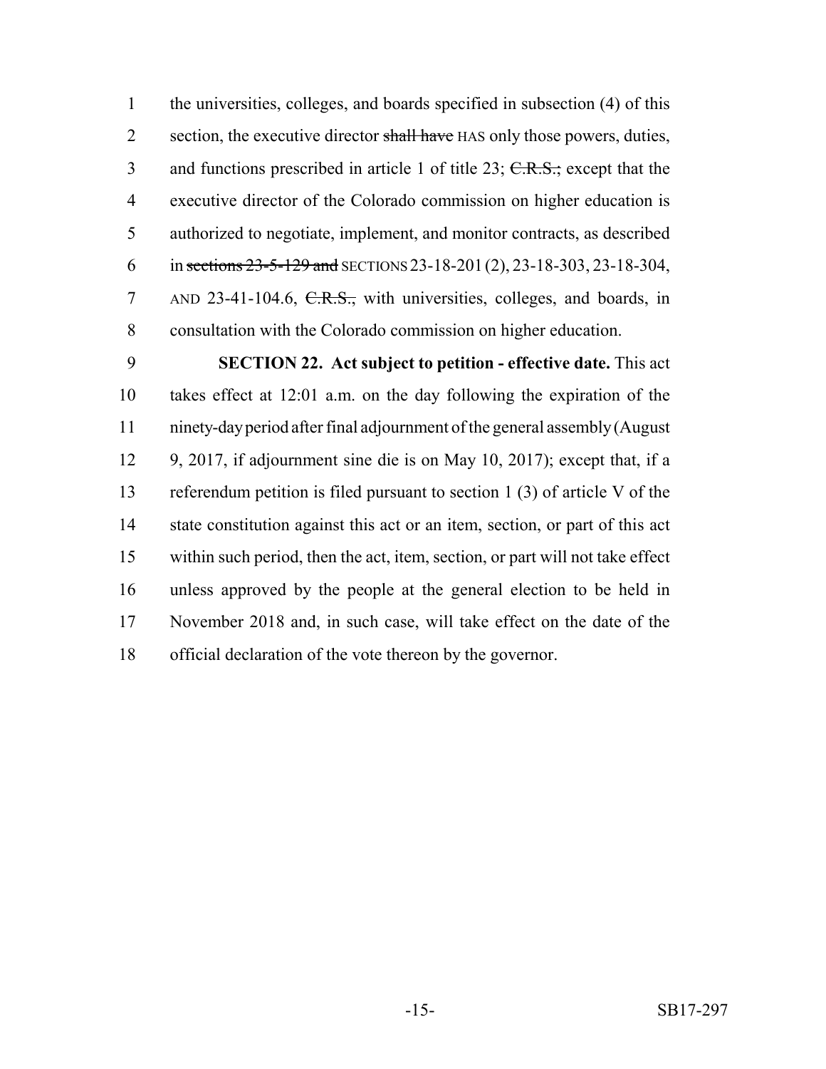the universities, colleges, and boards specified in subsection (4) of this section, the executive director ~~shall have~~ HAS only those powers, duties, and functions prescribed in article 1 of title 23; ~~C.R.S.;~~ except that the executive director of the Colorado commission on higher education is authorized to negotiate, implement, and monitor contracts, as described in ~~sections 23-5-129 and~~ SECTIONS 23-18-201 (2), 23-18-303, 23-18-304, AND 23-41-104.6, ~~C.R.S.,~~ with universities, colleges, and boards, in consultation with the Colorado commission on higher education.

**SECTION 22. Act subject to petition - effective date.** This act takes effect at 12:01 a.m. on the day following the expiration of the ninety-day period after final adjournment of the general assembly (August 9, 2017, if adjournment sine die is on May 10, 2017); except that, if a referendum petition is filed pursuant to section 1 (3) of article V of the state constitution against this act or an item, section, or part of this act within such period, then the act, item, section, or part will not take effect unless approved by the people at the general election to be held in November 2018 and, in such case, will take effect on the date of the official declaration of the vote thereon by the governor.